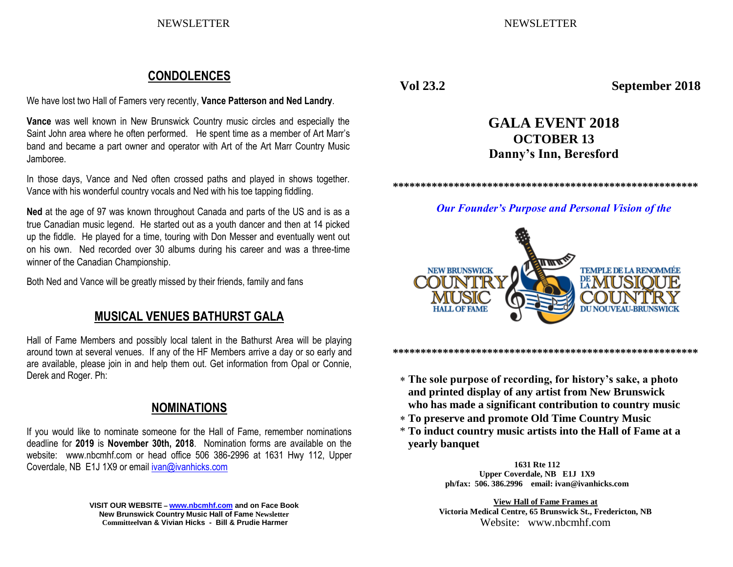## CONDOLENCES

We have lost two Hall of Famers very recently, **Vance Patterson and Ned Landry**.

**Vance** was well known in New Brunswick Country music circles and especially the Saint John area where he often performed. He spent time as a member of Art Marr's band and became a part owner and operator with Art of the Art Marr Country Music Jamboree.

In those days, Vance and Ned often crossed paths and played in shows together. Vance with his wonderful country vocals and Ned with his toe tapping fiddling.

**Ned** at the age of 97 was known throughout Canada and parts of the US and is as a true Canadian music legend. He started out as a youth dancer and then at 14 picked up the fiddle. He played for a time, touring with Don Messer and eventually went out on his own. Ned recorded over 30 albums during his career and was a three-time winner of the Canadian Championship.

Both Ned and Vance will be greatly missed by their friends, family and fans

## MUSICAL VENUES BATHURST GALA

Hall of Fame Members and possibly local talent in the Bathurst Area will be playing around town at several venues. If any of the HF Members arrive a day or so early and are available, please join in and help them out. Get information from Opal or Connie, Derek and Roger. Ph:

## NOMINATIONS

If you would like to nominate someone for the Hall of Fame, remember nominations deadline for **2019** is **November 30th, 2018**. Nomination forms are available on the website: www.nbcmhf.com or head office 506 386-2996 at 1631 Hwy 112, Upper Coverdale, NB E1J 1X9 or email ivan@ivanhicks.com

**VISIT OUR WEBSITE – www.nbcmhf.com and on Face Book**
**New Brunswick Country Music Hall of Fame Newsletter**
**CommitteeIvan & Vivian Hicks - Bill & Prudie Harmer**

**Vol 23.2** **September 2018**

# GALA EVENT 2018
## OCTOBER 13
## Danny's Inn, Beresford

*******************************************************

***Our Founder's Purpose and Personal Vision of the***

NEW BRUNSWICK COUNTRY MUSIC HALL OF FAME
TEMPLE DE LA RENOMMÉE DE LA MUSIQUE COUNTRY DU NOUVEAU-BRUNSWICK

*******************************************************

* **The sole purpose of recording, for history's sake, a photo and printed display of any artist from New Brunswick who has made a significant contribution to country music**
* **To preserve and promote Old Time Country Music**
* **To induct country music artists into the Hall of Fame at a yearly banquet**

**1631 Rte 112**
**Upper Coverdale, NB E1J 1X9**
**ph/fax: 506. 386.2996 email: ivan@ivanhicks.com**

**View Hall of Fame Frames at**
**Victoria Medical Centre, 65 Brunswick St., Fredericton, NB**
Website: www.nbcmhf.com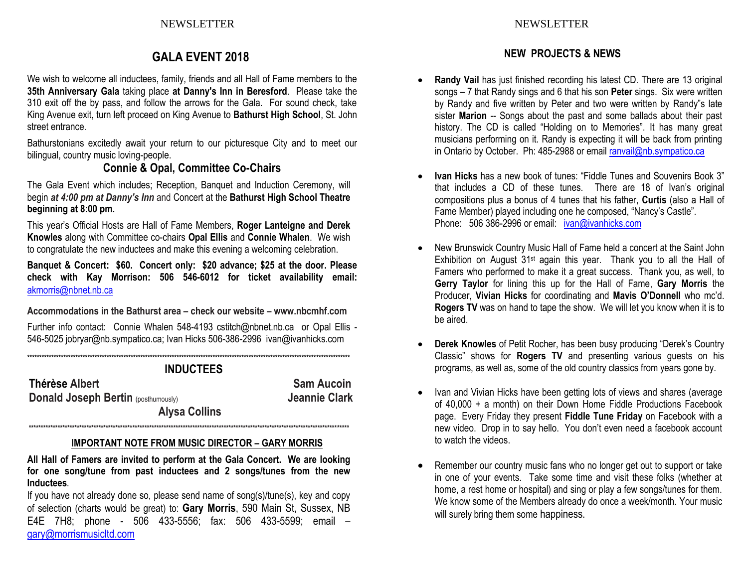## GALA EVENT 2018

We wish to welcome all inductees, family, friends and all Hall of Fame members to the **35th Anniversary Gala** taking place **at Danny's Inn in Beresford**. Please take the 310 exit off the by pass, and follow the arrows for the Gala. For sound check, take King Avenue exit, turn left proceed on King Avenue to **Bathurst High School**, St. John street entrance.

Bathurstonians excitedly await your return to our picturesque City and to meet our bilingual, country music loving-people.

### Connie & Opal, Committee Co-Chairs

The Gala Event which includes; Reception, Banquet and Induction Ceremony, will begin ***at 4:00 pm at Danny's Inn*** and Concert at the **Bathurst High School Theatre beginning at 8:00 pm.**

This year's Official Hosts are Hall of Fame Members, **Roger Lanteigne and Derek Knowles** along with Committee co-chairs **Opal Ellis** and **Connie Whalen**. We wish to congratulate the new inductees and make this evening a welcoming celebration.

**Banquet & Concert: $60. Concert only: $20 advance; $25 at the door. Please check with Kay Morrison: 506 546-6012 for ticket availability email:** akmorris@nbnet.nb.ca

**Accommodations in the Bathurst area – check our website – www.nbcmhf.com**

Further info contact: Connie Whalen 548-4193 cstitch@nbnet.nb.ca or Opal Ellis - 546-5025 jobryar@nb.sympatico.ca; Ivan Hicks 506-386-2996 ivan@ivanhicks.com

***

### INDUCTEES

**Thérèse Albert**
**Sam Aucoin**
**Donald Joseph Bertin** (posthumously)
**Jeannie Clark**
**Alysa Collins**

***

### IMPORTANT NOTE FROM MUSIC DIRECTOR – GARY MORRIS

**All Hall of Famers are invited to perform at the Gala Concert. We are looking for one song/tune from past inductees and 2 songs/tunes from the new Inductees**.

If you have not already done so, please send name of song(s)/tune(s), key and copy of selection (charts would be great) to: **Gary Morris**, 590 Main St, Sussex, NB E4E 7H8; phone - 506 433-5556; fax: 506 433-5599; email – gary@morrismusicltd.com

## NEW PROJECTS & NEWS

- **Randy Vail** has just finished recording his latest CD. There are 13 original songs – 7 that Randy sings and 6 that his son **Peter** sings. Six were written by Randy and five written by Peter and two were written by Randy"s late sister **Marion** -- Songs about the past and some ballads about their past history. The CD is called "Holding on to Memories". It has many great musicians performing on it. Randy is expecting it will be back from printing in Ontario by October. Ph: 485-2988 or email ranvail@nb.sympatico.ca

- **Ivan Hicks** has a new book of tunes: "Fiddle Tunes and Souvenirs Book 3" that includes a CD of these tunes. There are 18 of Ivan's original compositions plus a bonus of 4 tunes that his father, **Curtis** (also a Hall of Fame Member) played including one he composed, "Nancy's Castle". Phone: 506 386-2996 or email: ivan@ivanhicks.com

- New Brunswick Country Music Hall of Fame held a concert at the Saint John Exhibition on August 31st again this year. Thank you to all the Hall of Famers who performed to make it a great success. Thank you, as well, to **Gerry Taylor** for lining this up for the Hall of Fame, **Gary Morris** the Producer, **Vivian Hicks** for coordinating and **Mavis O'Donnell** who mc'd. **Rogers TV** was on hand to tape the show. We will let you know when it is to be aired.

- **Derek Knowles** of Petit Rocher, has been busy producing "Derek's Country Classic" shows for **Rogers TV** and presenting various guests on his programs, as well as, some of the old country classics from years gone by.

- Ivan and Vivian Hicks have been getting lots of views and shares (average of 40,000 + a month) on their Down Home Fiddle Productions Facebook page. Every Friday they present **Fiddle Tune Friday** on Facebook with a new video. Drop in to say hello. You don't even need a facebook account to watch the videos.

- Remember our country music fans who no longer get out to support or take in one of your events. Take some time and visit these folks (whether at home, a rest home or hospital) and sing or play a few songs/tunes for them. We know some of the Members already do once a week/month. Your music will surely bring them some happiness.